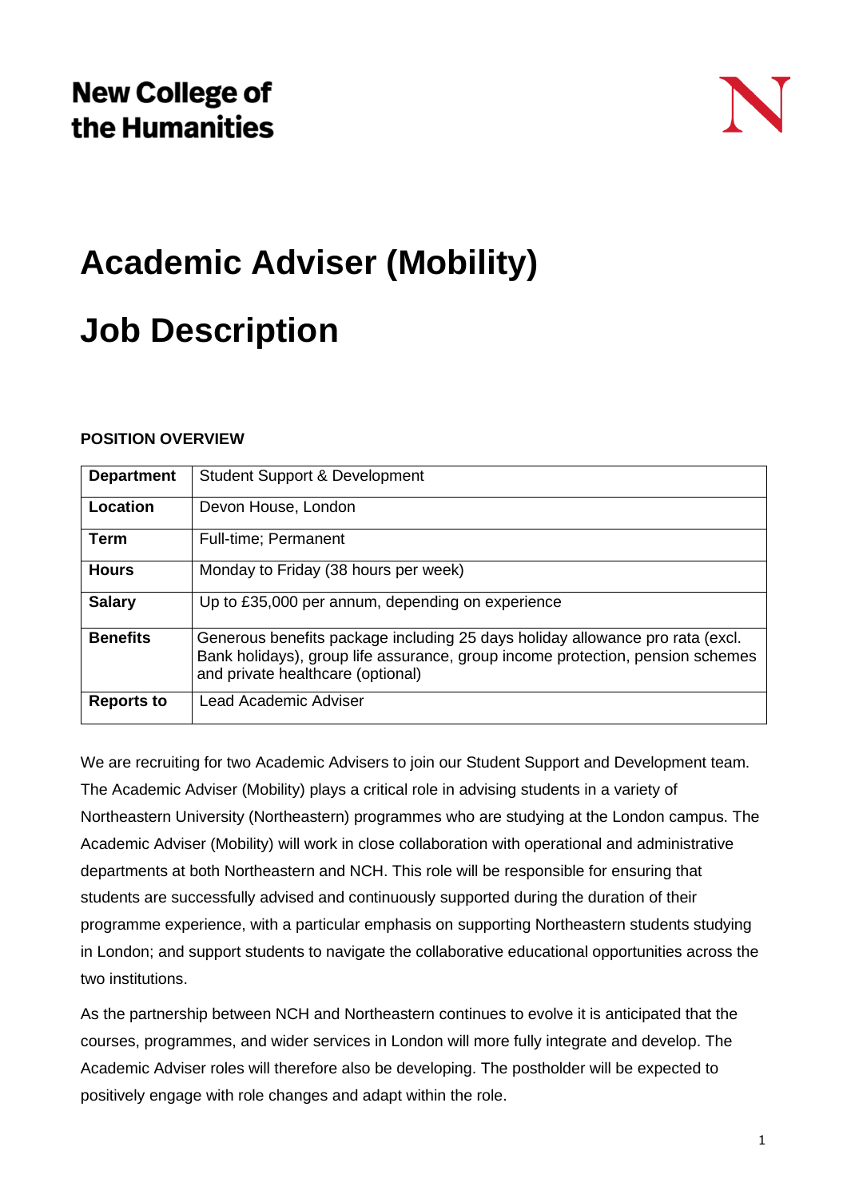**New College of the Humanities**

# Academic Adviser (Mobility)

# Job Description

**POSITION OVERVIEW**

| **Department** | Student Support & Development |
|---|---|
| **Location** | Devon House, London |
| **Term** | Full-time; Permanent |
| **Hours** | Monday to Friday (38 hours per week) |
| **Salary** | Up to £35,000 per annum, depending on experience |
| **Benefits** | Generous benefits package including 25 days holiday allowance pro rata (excl. Bank holidays), group life assurance, group income protection, pension schemes and private healthcare (optional) |
| **Reports to** | Lead Academic Adviser |

We are recruiting for two Academic Advisers to join our Student Support and Development team. The Academic Adviser (Mobility) plays a critical role in advising students in a variety of Northeastern University (Northeastern) programmes who are studying at the London campus. The Academic Adviser (Mobility) will work in close collaboration with operational and administrative departments at both Northeastern and NCH. This role will be responsible for ensuring that students are successfully advised and continuously supported during the duration of their programme experience, with a particular emphasis on supporting Northeastern students studying in London; and support students to navigate the collaborative educational opportunities across the two institutions.

As the partnership between NCH and Northeastern continues to evolve it is anticipated that the courses, programmes, and wider services in London will more fully integrate and develop. The Academic Adviser roles will therefore also be developing. The postholder will be expected to positively engage with role changes and adapt within the role.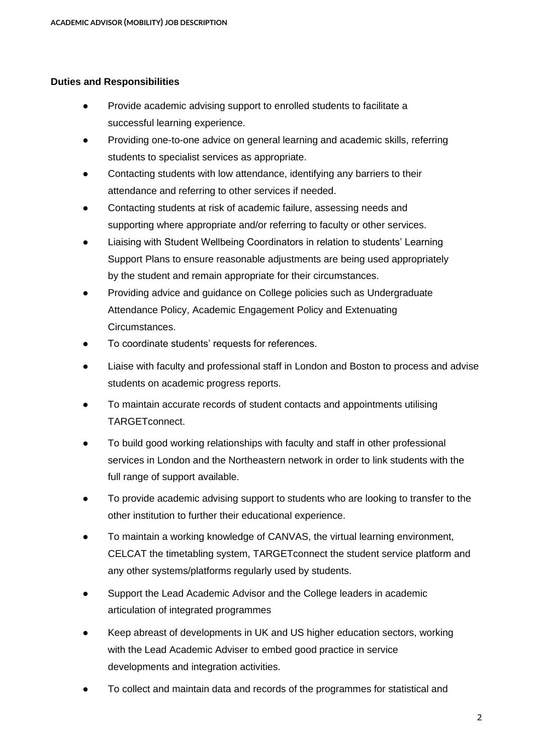**Duties and Responsibilities**

- Provide academic advising support to enrolled students to facilitate a successful learning experience.
- Providing one-to-one advice on general learning and academic skills, referring students to specialist services as appropriate.
- Contacting students with low attendance, identifying any barriers to their attendance and referring to other services if needed.
- Contacting students at risk of academic failure, assessing needs and supporting where appropriate and/or referring to faculty or other services.
- Liaising with Student Wellbeing Coordinators in relation to students' Learning Support Plans to ensure reasonable adjustments are being used appropriately by the student and remain appropriate for their circumstances.
- Providing advice and guidance on College policies such as Undergraduate Attendance Policy, Academic Engagement Policy and Extenuating Circumstances.
- To coordinate students' requests for references.
- Liaise with faculty and professional staff in London and Boston to process and advise students on academic progress reports.
- To maintain accurate records of student contacts and appointments utilising TARGETconnect.
- To build good working relationships with faculty and staff in other professional services in London and the Northeastern network in order to link students with the full range of support available.
- To provide academic advising support to students who are looking to transfer to the other institution to further their educational experience.
- To maintain a working knowledge of CANVAS, the virtual learning environment, CELCAT the timetabling system, TARGETconnect the student service platform and any other systems/platforms regularly used by students.
- Support the Lead Academic Advisor and the College leaders in academic articulation of integrated programmes
- Keep abreast of developments in UK and US higher education sectors, working with the Lead Academic Adviser to embed good practice in service developments and integration activities.
- To collect and maintain data and records of the programmes for statistical and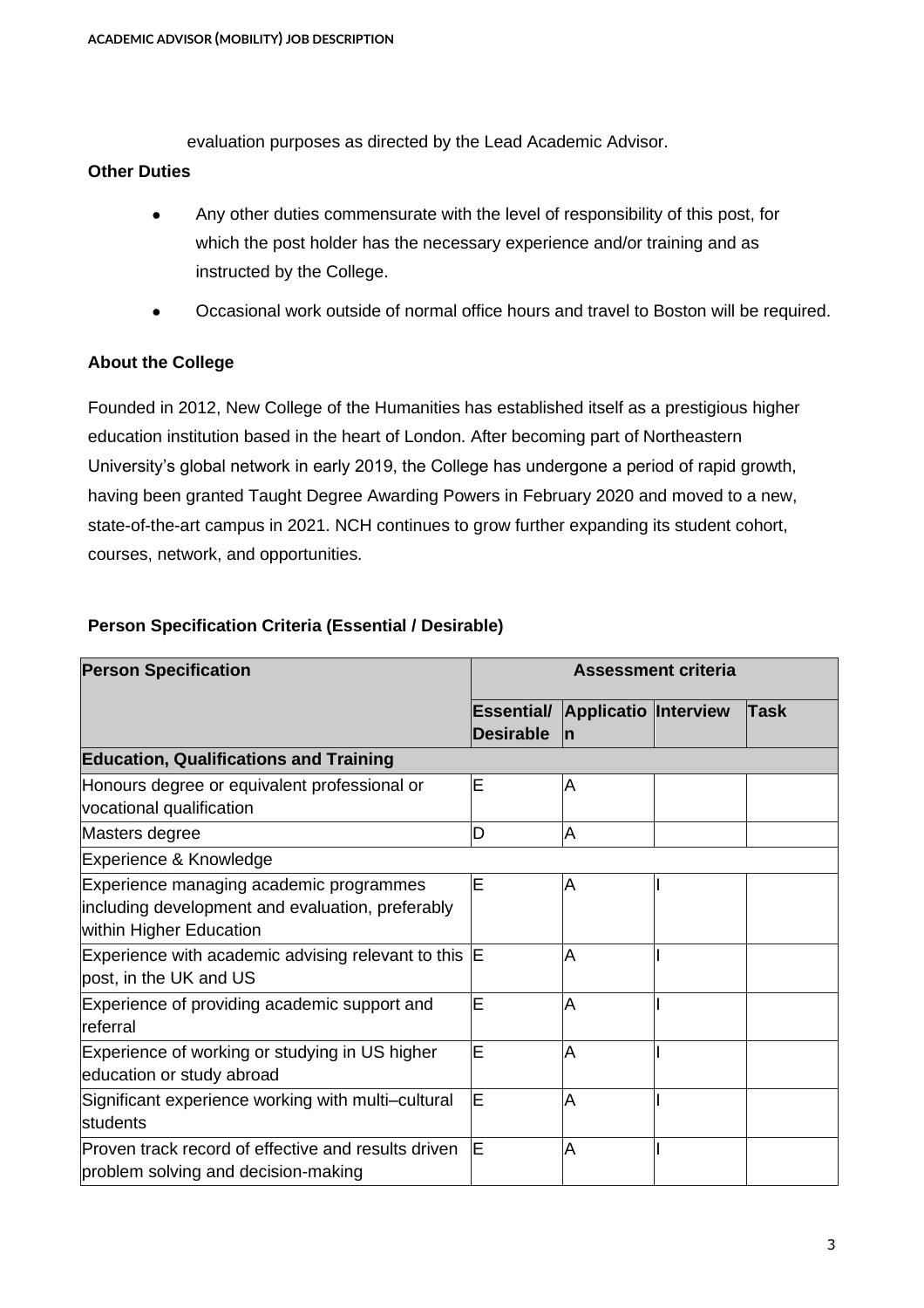evaluation purposes as directed by the Lead Academic Advisor.

**Other Duties**

- Any other duties commensurate with the level of responsibility of this post, for which the post holder has the necessary experience and/or training and as instructed by the College.
- Occasional work outside of normal office hours and travel to Boston will be required.

**About the College**

Founded in 2012, New College of the Humanities has established itself as a prestigious higher education institution based in the heart of London. After becoming part of Northeastern University's global network in early 2019, the College has undergone a period of rapid growth, having been granted Taught Degree Awarding Powers in February 2020 and moved to a new, state-of-the-art campus in 2021. NCH continues to grow further expanding its student cohort, courses, network, and opportunities.

**Person Specification Criteria (Essential / Desirable)**

| **Person Specification** | **Assessment criteria** | | | |
|---|---|---|---|---|
| | **Essential/ Desirable** | **Application** | **Interview** | **Task** |
| **Education, Qualifications and Training** | | | | |
| Honours degree or equivalent professional or vocational qualification | E | A | | |
| Masters degree | D | A | | |
| Experience & Knowledge | | | | |
| Experience managing academic programmes including development and evaluation, preferably within Higher Education | E | A | I | |
| Experience with academic advising relevant to this post, in the UK and US | E | A | I | |
| Experience of providing academic support and referral | E | A | I | |
| Experience of working or studying in US higher education or study abroad | E | A | I | |
| Significant experience working with multi–cultural students | E | A | I | |
| Proven track record of effective and results driven problem solving and decision-making | E | A | I | |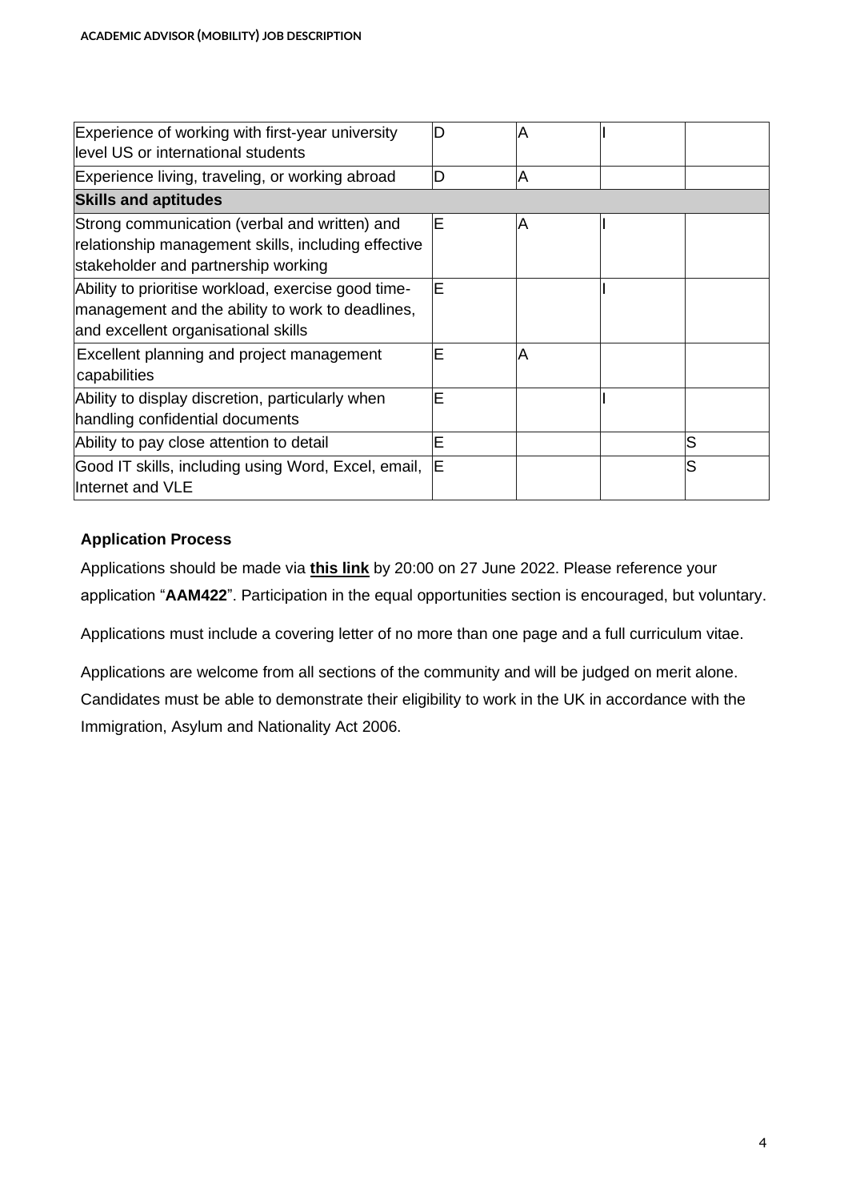| | | | | |
|---|---|---|---|---|
| Experience of working with first-year university level US or international students | D | A | I | |
| Experience living, traveling, or working abroad | D | A | | |
| **Skills and aptitudes** | | | | |
| Strong communication (verbal and written) and relationship management skills, including effective stakeholder and partnership working | E | A | I | |
| Ability to prioritise workload, exercise good time-management and the ability to work to deadlines, and excellent organisational skills | E | | I | |
| Excellent planning and project management capabilities | E | A | | |
| Ability to display discretion, particularly when handling confidential documents | E | | I | |
| Ability to pay close attention to detail | E | | | S |
| Good IT skills, including using Word, Excel, email, Internet and VLE | E | | | S |

**Application Process**

Applications should be made via **this link** by 20:00 on 27 June 2022. Please reference your application "**AAM422**". Participation in the equal opportunities section is encouraged, but voluntary.

Applications must include a covering letter of no more than one page and a full curriculum vitae.

Applications are welcome from all sections of the community and will be judged on merit alone. Candidates must be able to demonstrate their eligibility to work in the UK in accordance with the Immigration, Asylum and Nationality Act 2006.